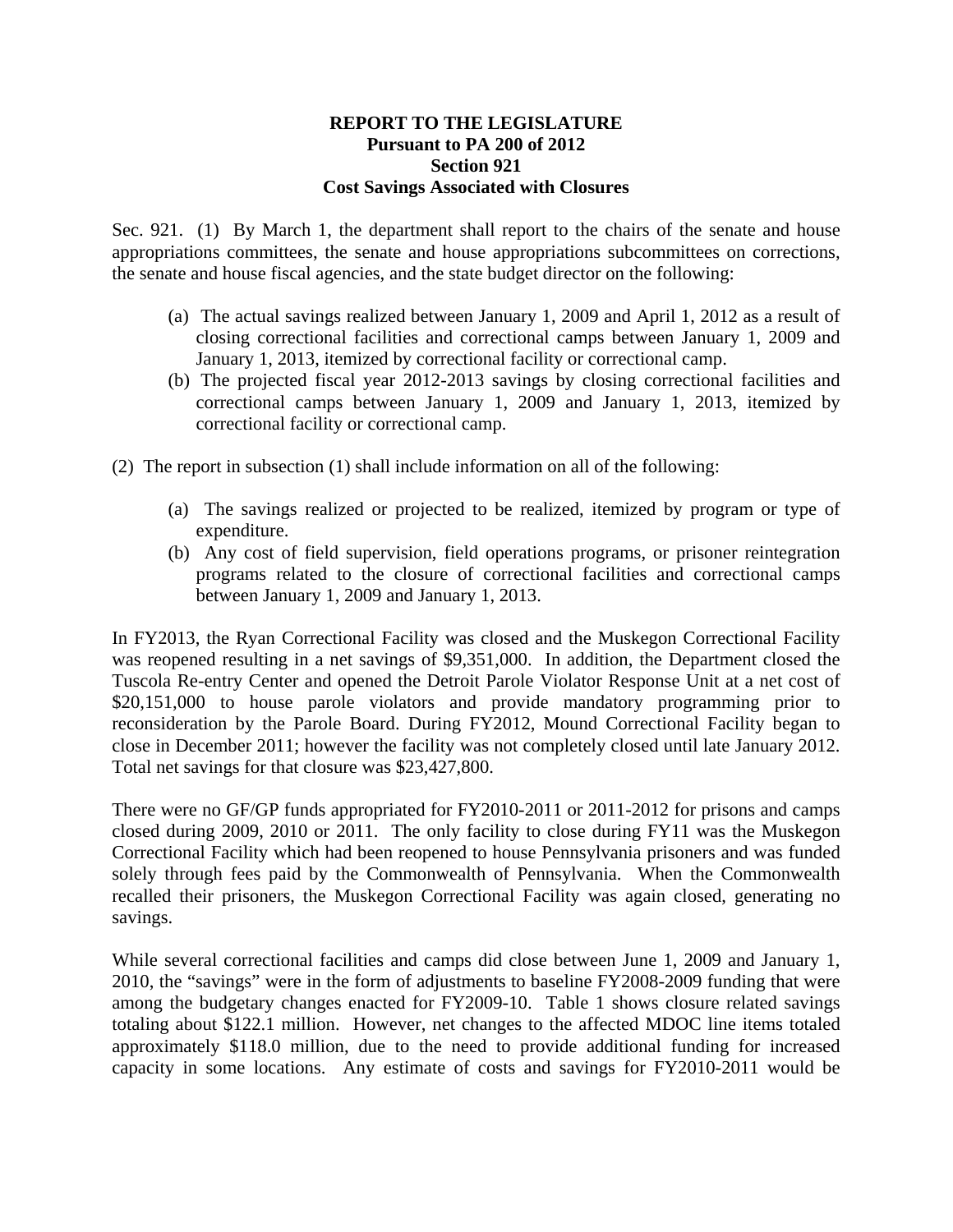**REPORT TO THE LEGISLATURE**
**Pursuant to PA 200 of 2012**
**Section 921**
**Cost Savings Associated with Closures**

Sec. 921. (1) By March 1, the department shall report to the chairs of the senate and house appropriations committees, the senate and house appropriations subcommittees on corrections, the senate and house fiscal agencies, and the state budget director on the following:

(a) The actual savings realized between January 1, 2009 and April 1, 2012 as a result of closing correctional facilities and correctional camps between January 1, 2009 and January 1, 2013, itemized by correctional facility or correctional camp.

(b) The projected fiscal year 2012-2013 savings by closing correctional facilities and correctional camps between January 1, 2009 and January 1, 2013, itemized by correctional facility or correctional camp.

(2) The report in subsection (1) shall include information on all of the following:

(a) The savings realized or projected to be realized, itemized by program or type of expenditure.

(b) Any cost of field supervision, field operations programs, or prisoner reintegration programs related to the closure of correctional facilities and correctional camps between January 1, 2009 and January 1, 2013.

In FY2013, the Ryan Correctional Facility was closed and the Muskegon Correctional Facility was reopened resulting in a net savings of $9,351,000. In addition, the Department closed the Tuscola Re-entry Center and opened the Detroit Parole Violator Response Unit at a net cost of $20,151,000 to house parole violators and provide mandatory programming prior to reconsideration by the Parole Board. During FY2012, Mound Correctional Facility began to close in December 2011; however the facility was not completely closed until late January 2012. Total net savings for that closure was $23,427,800.

There were no GF/GP funds appropriated for FY2010-2011 or 2011-2012 for prisons and camps closed during 2009, 2010 or 2011. The only facility to close during FY11 was the Muskegon Correctional Facility which had been reopened to house Pennsylvania prisoners and was funded solely through fees paid by the Commonwealth of Pennsylvania. When the Commonwealth recalled their prisoners, the Muskegon Correctional Facility was again closed, generating no savings.

While several correctional facilities and camps did close between June 1, 2009 and January 1, 2010, the "savings" were in the form of adjustments to baseline FY2008-2009 funding that were among the budgetary changes enacted for FY2009-10. Table 1 shows closure related savings totaling about $122.1 million. However, net changes to the affected MDOC line items totaled approximately $118.0 million, due to the need to provide additional funding for increased capacity in some locations. Any estimate of costs and savings for FY2010-2011 would be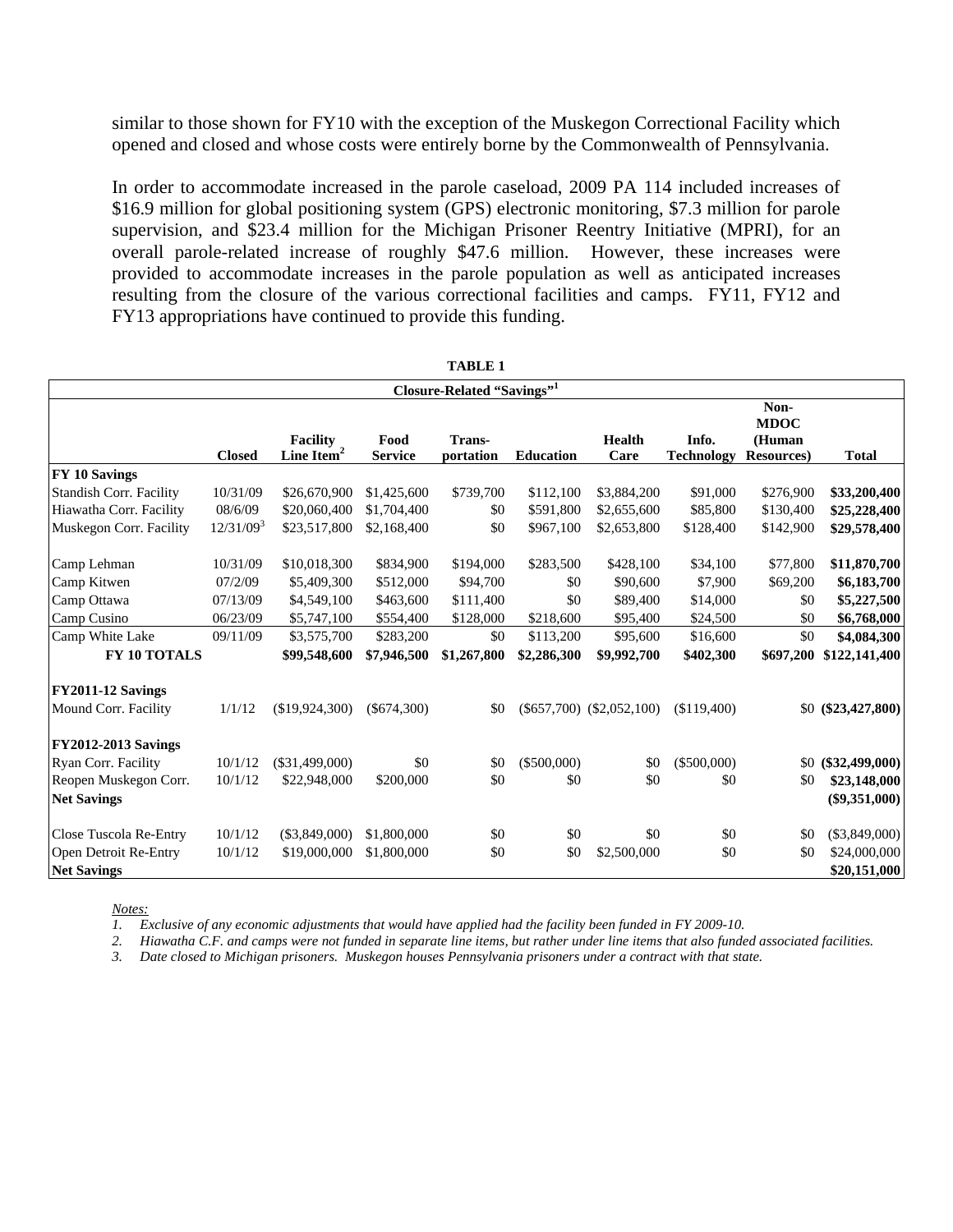similar to those shown for FY10 with the exception of the Muskegon Correctional Facility which opened and closed and whose costs were entirely borne by the Commonwealth of Pennsylvania.

In order to accommodate increased in the parole caseload, 2009 PA 114 included increases of $16.9 million for global positioning system (GPS) electronic monitoring, $7.3 million for parole supervision, and $23.4 million for the Michigan Prisoner Reentry Initiative (MPRI), for an overall parole-related increase of roughly $47.6 million. However, these increases were provided to accommodate increases in the parole population as well as anticipated increases resulting from the closure of the various correctional facilities and camps. FY11, FY12 and FY13 appropriations have continued to provide this funding.

**TABLE 1**

**Closure-Related "Savings"[1]**

| | Closed | Facility Line Item[2] | Food Service | Trans-portation | Education | Health Care | Info. Technology | Non-MDOC (Human Resources) | Total |
|---|---|---|---|---|---|---|---|---|---|
| **FY 10 Savings** | | | | | | | | | |
| Standish Corr. Facility | 10/31/09 | $26,670,900 | $1,425,600 | $739,700 | $112,100 | $3,884,200 | $91,000 | $276,900 | **$33,200,400** |
| Hiawatha Corr. Facility | 08/6/09 | $20,060,400 | $1,704,400 | $0 | $591,800 | $2,655,600 | $85,800 | $130,400 | **$25,228,400** |
| Muskegon Corr. Facility | 12/31/09[3] | $23,517,800 | $2,168,400 | $0 | $967,100 | $2,653,800 | $128,400 | $142,900 | **$29,578,400** |
| Camp Lehman | 10/31/09 | $10,018,300 | $834,900 | $194,000 | $283,500 | $428,100 | $34,100 | $77,800 | **$11,870,700** |
| Camp Kitwen | 07/2/09 | $5,409,300 | $512,000 | $94,700 | $0 | $90,600 | $7,900 | $69,200 | **$6,183,700** |
| Camp Ottawa | 07/13/09 | $4,549,100 | $463,600 | $111,400 | $0 | $89,400 | $14,000 | $0 | **$5,227,500** |
| Camp Cusino | 06/23/09 | $5,747,100 | $554,400 | $128,000 | $218,600 | $95,400 | $24,500 | $0 | **$6,768,000** |
| Camp White Lake | 09/11/09 | $3,575,700 | $283,200 | $0 | $113,200 | $95,600 | $16,600 | $0 | **$4,084,300** |
| **FY 10 TOTALS** | | **$99,548,600** | **$7,946,500** | **$1,267,800** | **$2,286,300** | **$9,992,700** | **$402,300** | **$697,200** | **$122,141,400** |
| **FY2011-12 Savings** | | | | | | | | | |
| Mound Corr. Facility | 1/1/12 | ($19,924,300) | ($674,300) | $0 | ($657,700) | ($2,052,100) | ($119,400) | $0 | **($23,427,800)** |
| **FY2012-2013 Savings** | | | | | | | | | |
| Ryan Corr. Facility | 10/1/12 | ($31,499,000) | $0 | $0 | ($500,000) | $0 | ($500,000) | $0 | **($32,499,000)** |
| Reopen Muskegon Corr. | 10/1/12 | $22,948,000 | $200,000 | $0 | $0 | $0 | $0 | $0 | **$23,148,000** |
| **Net Savings** | | | | | | | | | **($9,351,000)** |
| Close Tuscola Re-Entry | 10/1/12 | ($3,849,000) | $1,800,000 | $0 | $0 | $0 | $0 | $0 | ($3,849,000) |
| Open Detroit Re-Entry | 10/1/12 | $19,000,000 | $1,800,000 | $0 | $0 | $2,500,000 | $0 | $0 | $24,000,000 |
| **Net Savings** | | | | | | | | | **$20,151,000** |

*Notes:*

1. *Exclusive of any economic adjustments that would have applied had the facility been funded in FY 2009-10.*
2. *Hiawatha C.F. and camps were not funded in separate line items, but rather under line items that also funded associated facilities.*
3. *Date closed to Michigan prisoners. Muskegon houses Pennsylvania prisoners under a contract with that state.*